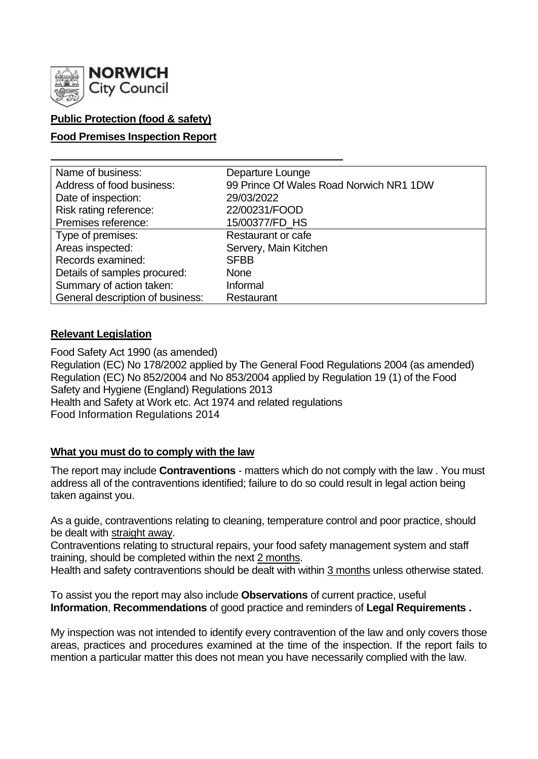NORWICH City Council

**Public Protection (food & safety)**

**Food Premises Inspection Report**

| | |
|---|---|
| Name of business: | Departure Lounge |
| Address of food business: | 99 Prince Of Wales Road Norwich NR1 1DW |
| Date of inspection: | 29/03/2022 |
| Risk rating reference: | 22/00231/FOOD |
| Premises reference: | 15/00377/FD_HS |
| Type of premises: | Restaurant or cafe |
| Areas inspected: | Servery, Main Kitchen |
| Records examined: | SFBB |
| Details of samples procured: | None |
| Summary of action taken: | Informal |
| General description of business: | Restaurant |

## Relevant Legislation

Food Safety Act 1990 (as amended)
Regulation (EC) No 178/2002 applied by The General Food Regulations 2004 (as amended)
Regulation (EC) No 852/2004 and No 853/2004 applied by Regulation 19 (1) of the Food Safety and Hygiene (England) Regulations 2013
Health and Safety at Work etc. Act 1974 and related regulations
Food Information Regulations 2014

## What you must do to comply with the law

The report may include **Contraventions** - matters which do not comply with the law . You must address all of the contraventions identified; failure to do so could result in legal action being taken against you.

As a guide, contraventions relating to cleaning, temperature control and poor practice, should be dealt with straight away.
Contraventions relating to structural repairs, your food safety management system and staff training, should be completed within the next 2 months.
Health and safety contraventions should be dealt with within 3 months unless otherwise stated.

To assist you the report may also include **Observations** of current practice, useful **Information**, **Recommendations** of good practice and reminders of **Legal Requirements .**

My inspection was not intended to identify every contravention of the law and only covers those areas, practices and procedures examined at the time of the inspection. If the report fails to mention a particular matter this does not mean you have necessarily complied with the law.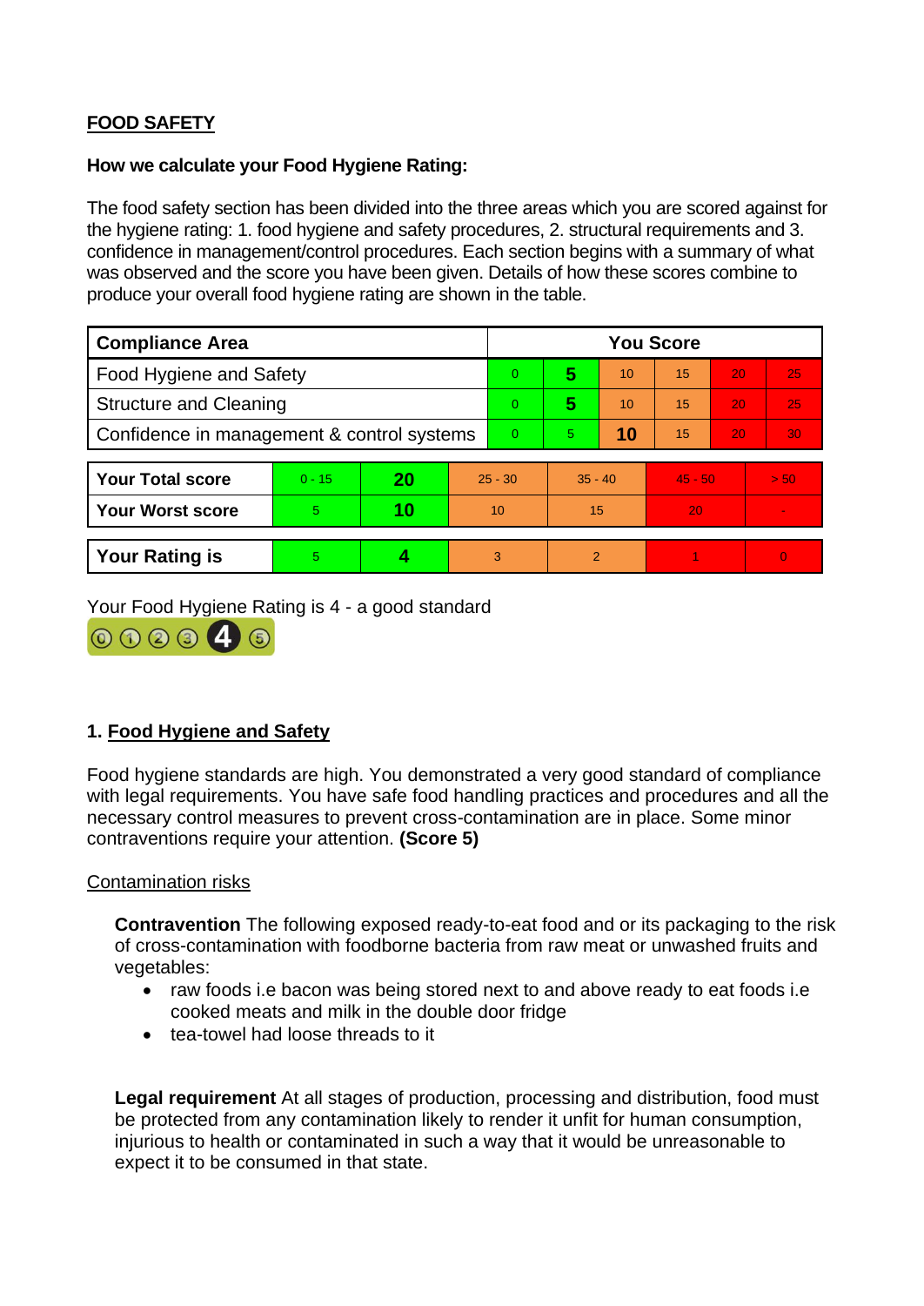**FOOD SAFETY**

**How we calculate your Food Hygiene Rating:**

The food safety section has been divided into the three areas which you are scored against for the hygiene rating: 1. food hygiene and safety procedures, 2. structural requirements and 3. confidence in management/control procedures. Each section begins with a summary of what was observed and the score you have been given. Details of how these scores combine to produce your overall food hygiene rating are shown in the table.

| Compliance Area | You Score | | | | | |
|---|---|---|---|---|---|---|
| Food Hygiene and Safety | 0 | **5** | 10 | 15 | 20 | 25 |
| Structure and Cleaning | 0 | **5** | 10 | 15 | 20 | 25 |
| Confidence in management & control systems | 0 | 5 | **10** | 15 | 20 | 30 |

| | | | | | | |
|---|---|---|---|---|---|---|
| **Your Total score** | 0 - 15 | **20** | 25 - 30 | 35 - 40 | 45 - 50 | > 50 |
| **Your Worst score** | 5 | **10** | 10 | 15 | 20 | - |

| | | | | | | |
|---|---|---|---|---|---|---|
| **Your Rating is** | 5 | **4** | 3 | 2 | 1 | 0 |

Your Food Hygiene Rating is 4 - a good standard

## 1. Food Hygiene and Safety

Food hygiene standards are high. You demonstrated a very good standard of compliance with legal requirements. You have safe food handling practices and procedures and all the necessary control measures to prevent cross-contamination are in place. Some minor contraventions require your attention. **(Score 5)**

### Contamination risks

**Contravention** The following exposed ready-to-eat food and or its packaging to the risk of cross-contamination with foodborne bacteria from raw meat or unwashed fruits and vegetables:

- raw foods i.e bacon was being stored next to and above ready to eat foods i.e cooked meats and milk in the double door fridge
- tea-towel had loose threads to it

**Legal requirement** At all stages of production, processing and distribution, food must be protected from any contamination likely to render it unfit for human consumption, injurious to health or contaminated in such a way that it would be unreasonable to expect it to be consumed in that state.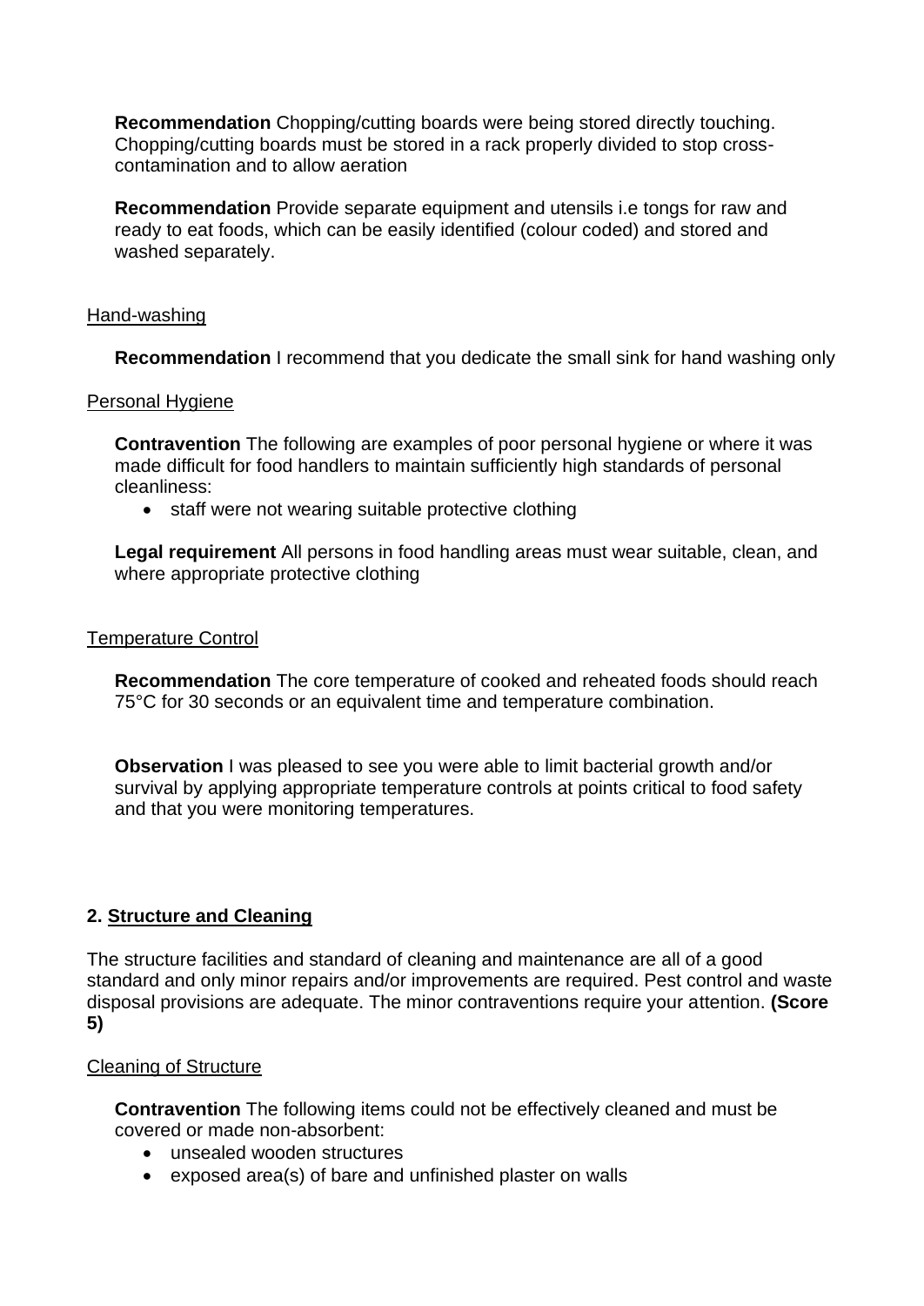**Recommendation** Chopping/cutting boards were being stored directly touching. Chopping/cutting boards must be stored in a rack properly divided to stop cross-contamination and to allow aeration

**Recommendation** Provide separate equipment and utensils i.e tongs for raw and ready to eat foods, which can be easily identified (colour coded) and stored and washed separately.

Hand-washing

**Recommendation** I recommend that you dedicate the small sink for hand washing only

Personal Hygiene

**Contravention** The following are examples of poor personal hygiene or where it was made difficult for food handlers to maintain sufficiently high standards of personal cleanliness:

- staff were not wearing suitable protective clothing

**Legal requirement** All persons in food handling areas must wear suitable, clean, and where appropriate protective clothing

Temperature Control

**Recommendation** The core temperature of cooked and reheated foods should reach 75°C for 30 seconds or an equivalent time and temperature combination.

**Observation** I was pleased to see you were able to limit bacterial growth and/or survival by applying appropriate temperature controls at points critical to food safety and that you were monitoring temperatures.

## 2. Structure and Cleaning

The structure facilities and standard of cleaning and maintenance are all of a good standard and only minor repairs and/or improvements are required. Pest control and waste disposal provisions are adequate. The minor contraventions require your attention. **(Score 5)**

Cleaning of Structure

**Contravention** The following items could not be effectively cleaned and must be covered or made non-absorbent:

- unsealed wooden structures
- exposed area(s) of bare and unfinished plaster on walls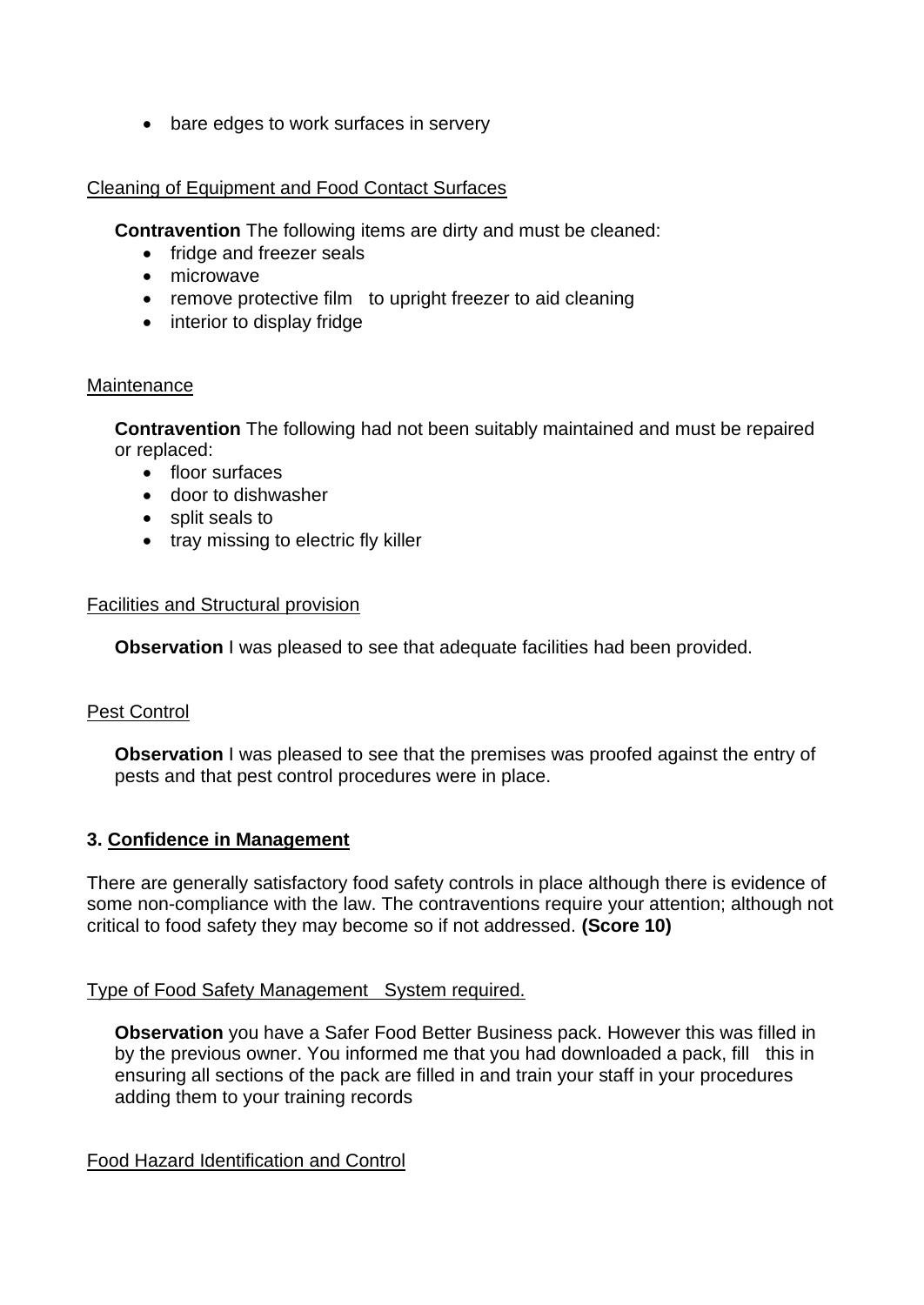- bare edges to work surfaces in servery

Cleaning of Equipment and Food Contact Surfaces

**Contravention** The following items are dirty and must be cleaned:

- fridge and freezer seals
- microwave
- remove protective film to upright freezer to aid cleaning
- interior to display fridge

Maintenance

**Contravention** The following had not been suitably maintained and must be repaired or replaced:

- floor surfaces
- door to dishwasher
- split seals to
- tray missing to electric fly killer

Facilities and Structural provision

**Observation** I was pleased to see that adequate facilities had been provided.

Pest Control

**Observation** I was pleased to see that the premises was proofed against the entry of pests and that pest control procedures were in place.

### 3. Confidence in Management

There are generally satisfactory food safety controls in place although there is evidence of some non-compliance with the law. The contraventions require your attention; although not critical to food safety they may become so if not addressed. **(Score 10)**

Type of Food Safety Management System required.

**Observation** you have a Safer Food Better Business pack. However this was filled in by the previous owner. You informed me that you had downloaded a pack, fill this in ensuring all sections of the pack are filled in and train your staff in your procedures adding them to your training records

Food Hazard Identification and Control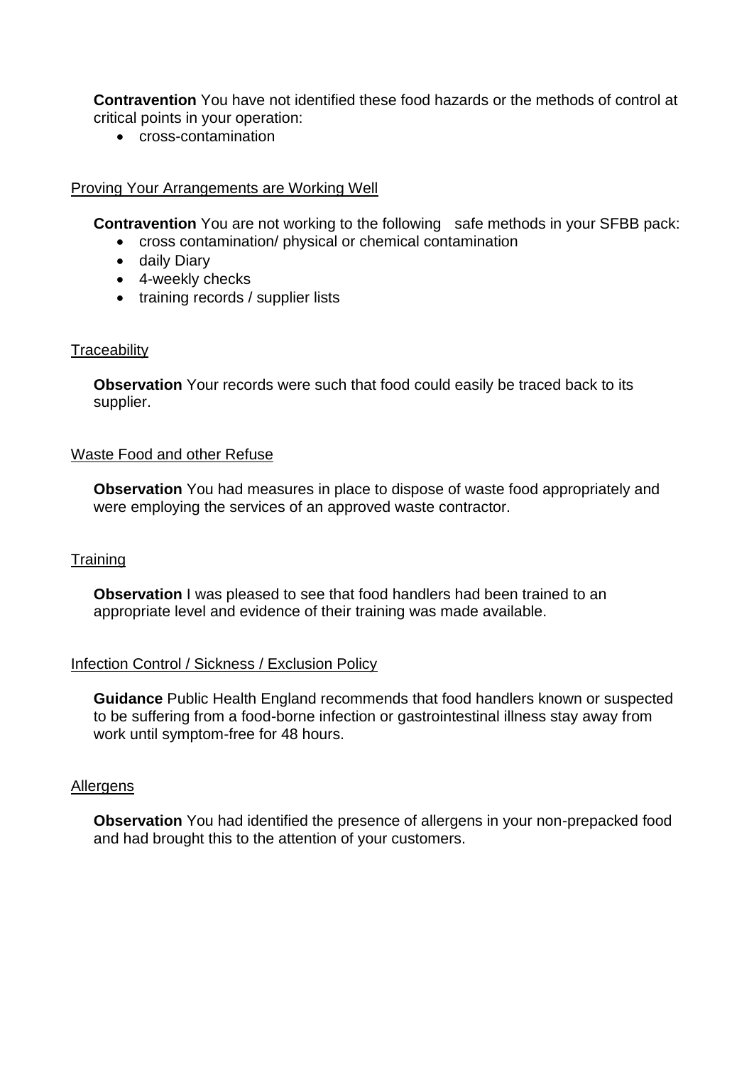**Contravention** You have not identified these food hazards or the methods of control at critical points in your operation:

- cross-contamination

Proving Your Arrangements are Working Well

**Contravention** You are not working to the following safe methods in your SFBB pack:

- cross contamination/ physical or chemical contamination
- daily Diary
- 4-weekly checks
- training records / supplier lists

Traceability

**Observation** Your records were such that food could easily be traced back to its supplier.

Waste Food and other Refuse

**Observation** You had measures in place to dispose of waste food appropriately and were employing the services of an approved waste contractor.

Training

**Observation** I was pleased to see that food handlers had been trained to an appropriate level and evidence of their training was made available.

Infection Control / Sickness / Exclusion Policy

**Guidance** Public Health England recommends that food handlers known or suspected to be suffering from a food-borne infection or gastrointestinal illness stay away from work until symptom-free for 48 hours.

Allergens

**Observation** You had identified the presence of allergens in your non-prepacked food and had brought this to the attention of your customers.